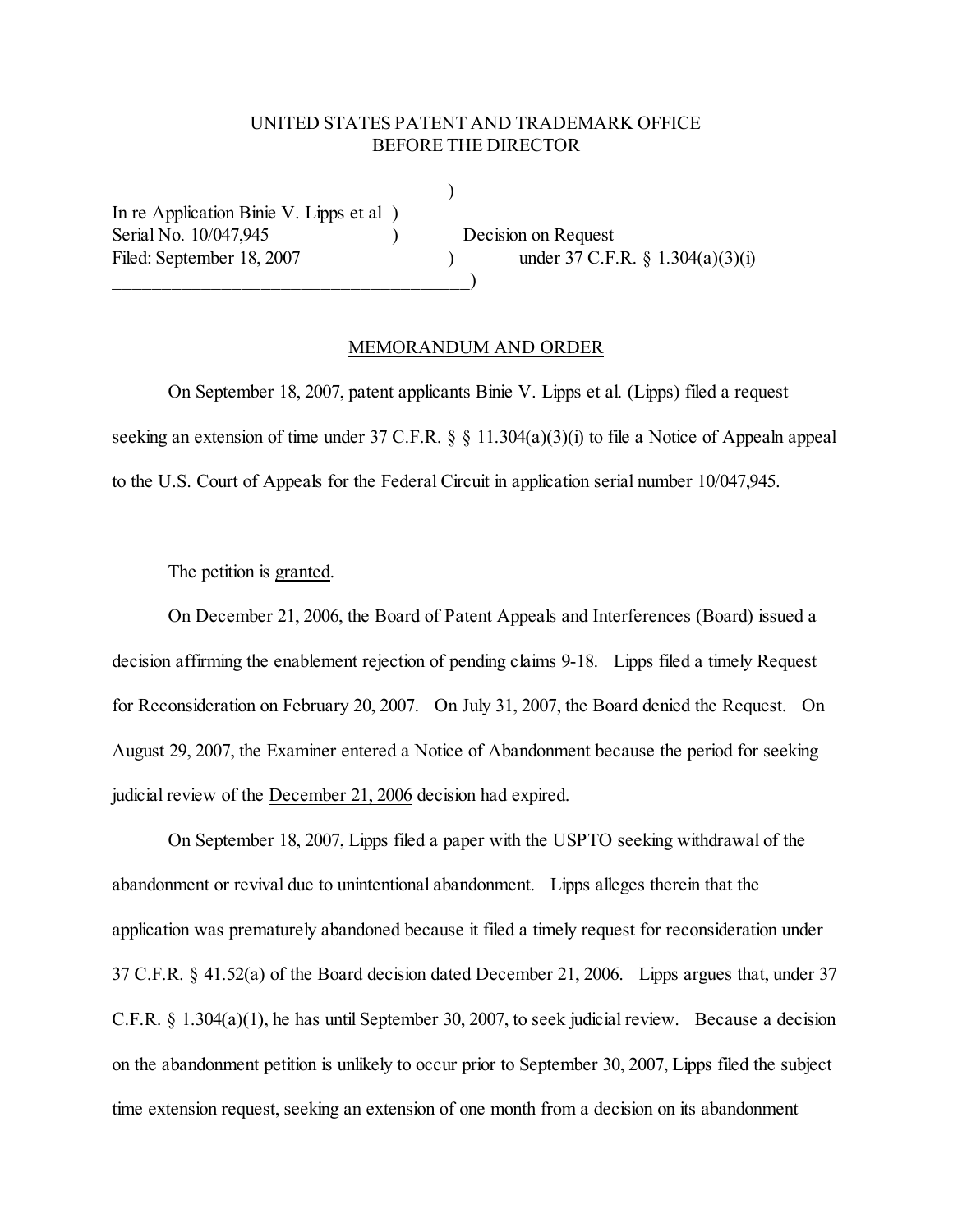UNITED STATES PATENT AND TRADEMARK OFFICE
BEFORE THE DIRECTOR

In re Application Binie V. Lipps et al
Serial No. 10/047,945
Filed: September 18, 2007

Decision on Request under 37 C.F.R. § 1.304(a)(3)(i)

MEMORANDUM AND ORDER

On September 18, 2007, patent applicants Binie V. Lipps et al. (Lipps) filed a request seeking an extension of time under 37 C.F.R. § § 11.304(a)(3)(i) to file a Notice of Appealn appeal to the U.S. Court of Appeals for the Federal Circuit in application serial number 10/047,945.

The petition is granted.

On December 21, 2006, the Board of Patent Appeals and Interferences (Board) issued a decision affirming the enablement rejection of pending claims 9-18. Lipps filed a timely Request for Reconsideration on February 20, 2007. On July 31, 2007, the Board denied the Request. On August 29, 2007, the Examiner entered a Notice of Abandonment because the period for seeking judicial review of the December 21, 2006 decision had expired.

On September 18, 2007, Lipps filed a paper with the USPTO seeking withdrawal of the abandonment or revival due to unintentional abandonment. Lipps alleges therein that the application was prematurely abandoned because it filed a timely request for reconsideration under 37 C.F.R. § 41.52(a) of the Board decision dated December 21, 2006. Lipps argues that, under 37 C.F.R. § 1.304(a)(1), he has until September 30, 2007, to seek judicial review. Because a decision on the abandonment petition is unlikely to occur prior to September 30, 2007, Lipps filed the subject time extension request, seeking an extension of one month from a decision on its abandonment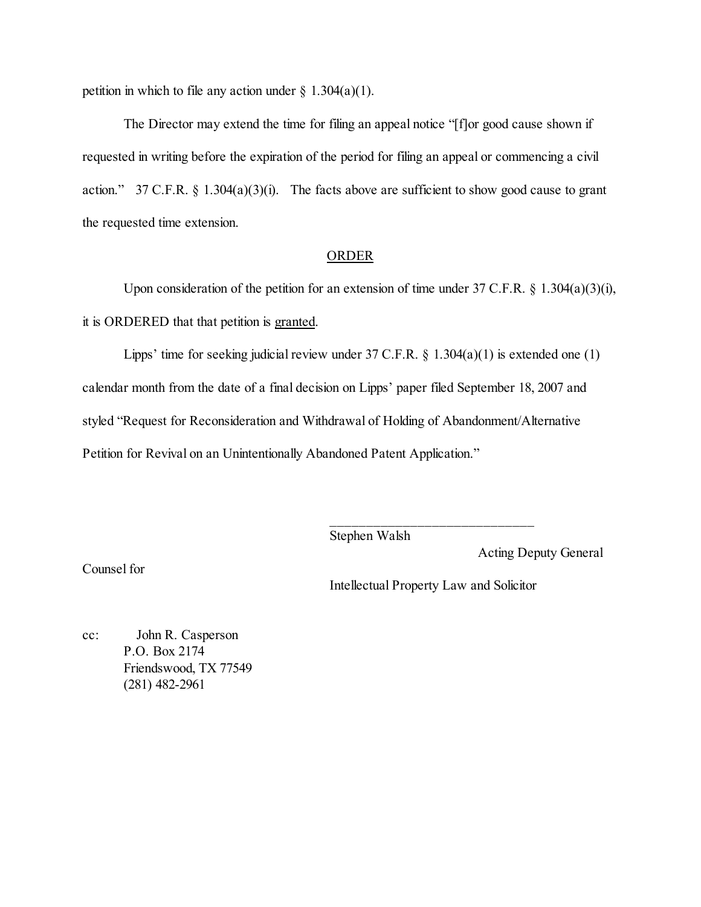petition in which to file any action under § 1.304(a)(1).

The Director may extend the time for filing an appeal notice "[f]or good cause shown if requested in writing before the expiration of the period for filing an appeal or commencing a civil action." 37 C.F.R. § 1.304(a)(3)(i). The facts above are sufficient to show good cause to grant the requested time extension.

## ORDER

Upon consideration of the petition for an extension of time under 37 C.F.R. § 1.304(a)(3)(i), it is ORDERED that that petition is granted.

Lipps' time for seeking judicial review under 37 C.F.R. § 1.304(a)(1) is extended one (1) calendar month from the date of a final decision on Lipps' paper filed September 18, 2007 and styled "Request for Reconsideration and Withdrawal of Holding of Abandonment/Alternative Petition for Revival on an Unintentionally Abandoned Patent Application."

______________________________
Stephen Walsh
Acting Deputy General Counsel for
Intellectual Property Law and Solicitor

cc: John R. Casperson
P.O. Box 2174
Friendswood, TX 77549
(281) 482-2961